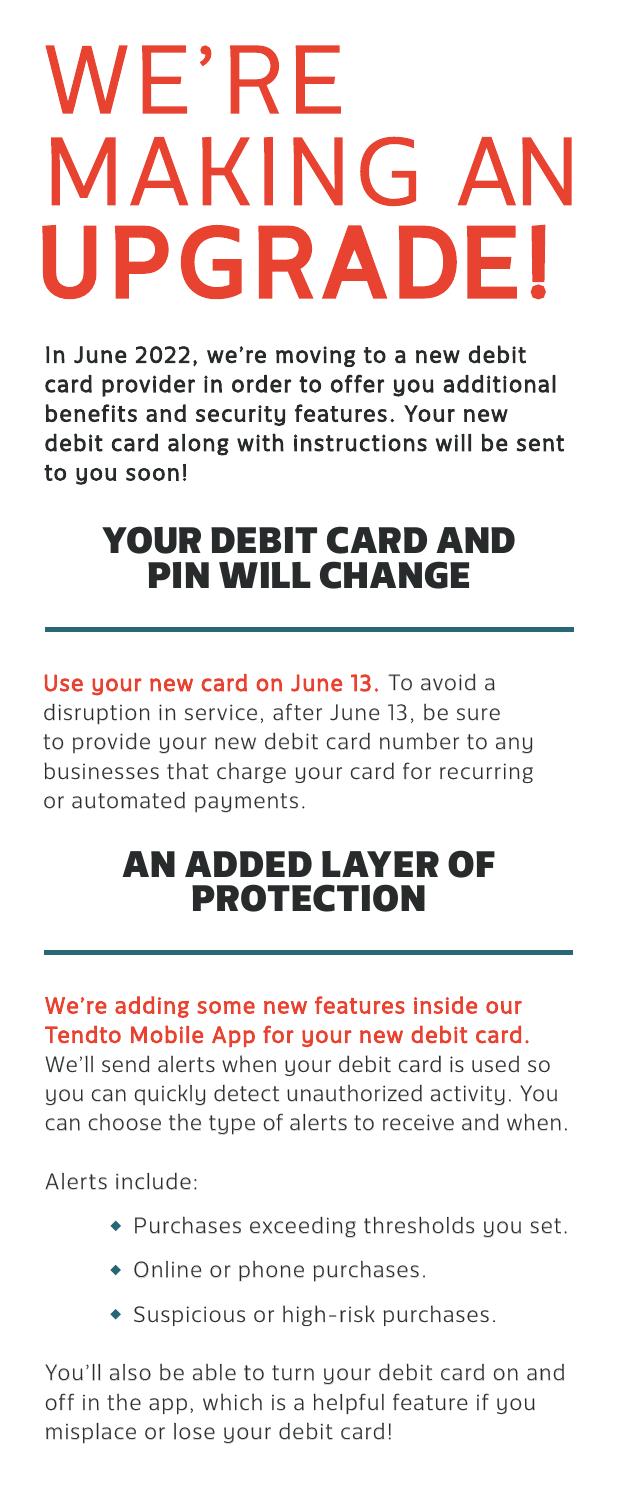# WE'RE MAKING AN **UPGRADE!**

**In June 2022, we're moving to a new debit card provider in order to offer you additional benefits and security features. Your new debit card along with instructions will be sent to you soon!**

## YOUR DEBIT CARD AND PIN WILL CHANGE

**Use your new card on June 13.** To avoid a disruption in service, after June 13, be sure to provide your new debit card number to any businesses that charge your card for recurring or automated payments.

## AN ADDED LAYER OF PROTECTION

**We're adding some new features inside our Tendto Mobile App for your new debit card.** We'll send alerts when your debit card is used so you can quickly detect unauthorized activity. You can choose the type of alerts to receive and when.

Alerts include:

- Purchases exceeding thresholds you set.
- Online or phone purchases.
- Suspicious or high-risk purchases.

You'll also be able to turn your debit card on and off in the app, which is a helpful feature if you misplace or lose your debit card!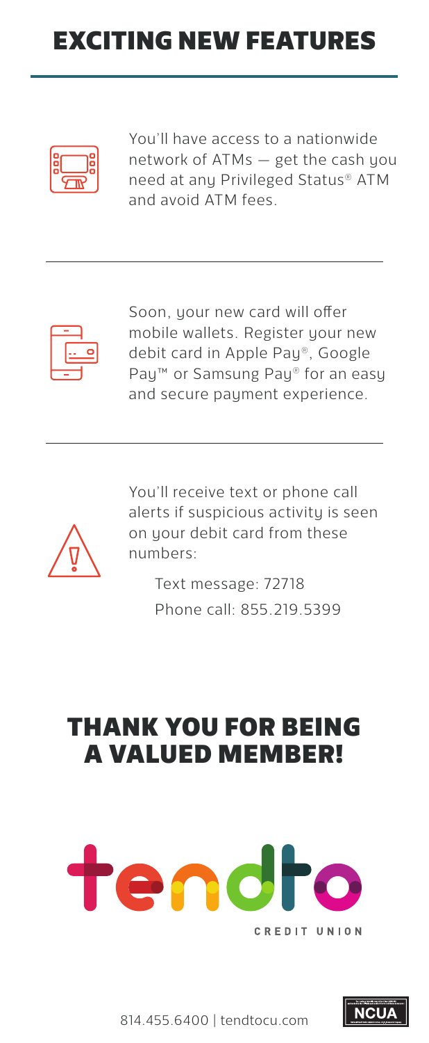# EXCITING NEW FEATURES

You'll have access to a nationwide network of ATMs — get the cash you need at any Privileged Status® ATM and avoid ATM fees.

---

Soon, your new card will offer mobile wallets. Register your new debit card in Apple Pay®, Google Pay™ or Samsung Pay® for an easy and secure payment experience.

---

You'll receive text or phone call alerts if suspicious activity is seen on your debit card from these numbers:

Text message: 72718

Phone call: 855.219.5399

# THANK YOU FOR BEING A VALUED MEMBER!

tendto

CREDIT UNION

814.455.6400 | tendtocu.com

NCUA